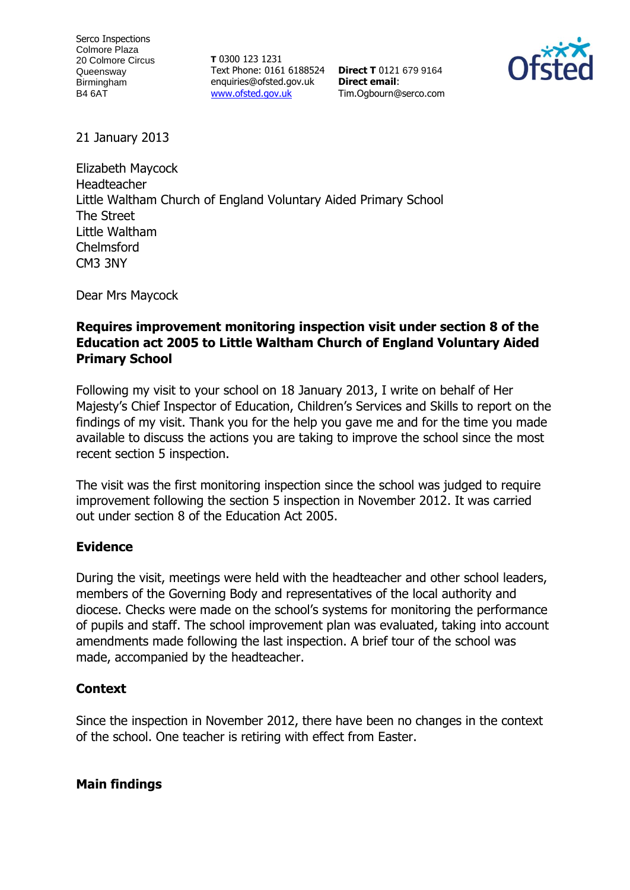Serco Inspections
Colmore Plaza
20 Colmore Circus
Queensway
Birmingham
B4 6AT

**T** 0300 123 1231
Text Phone: 0161 6188524
enquiries@ofsted.gov.uk
www.ofsted.gov.uk

**Direct T** 0121 679 9164
**Direct email**:
Tim.Ogbourn@serco.com

21 January 2013

Elizabeth Maycock
Headteacher
Little Waltham Church of England Voluntary Aided Primary School
The Street
Little Waltham
Chelmsford
CM3 3NY

Dear Mrs Maycock

**Requires improvement monitoring inspection visit under section 8 of the Education act 2005 to Little Waltham Church of England Voluntary Aided Primary School**

Following my visit to your school on 18 January 2013, I write on behalf of Her Majesty's Chief Inspector of Education, Children's Services and Skills to report on the findings of my visit. Thank you for the help you gave me and for the time you made available to discuss the actions you are taking to improve the school since the most recent section 5 inspection.

The visit was the first monitoring inspection since the school was judged to require improvement following the section 5 inspection in November 2012. It was carried out under section 8 of the Education Act 2005.

## Evidence

During the visit, meetings were held with the headteacher and other school leaders, members of the Governing Body and representatives of the local authority and diocese. Checks were made on the school's systems for monitoring the performance of pupils and staff. The school improvement plan was evaluated, taking into account amendments made following the last inspection. A brief tour of the school was made, accompanied by the headteacher.

## Context

Since the inspection in November 2012, there have been no changes in the context of the school. One teacher is retiring with effect from Easter.

## Main findings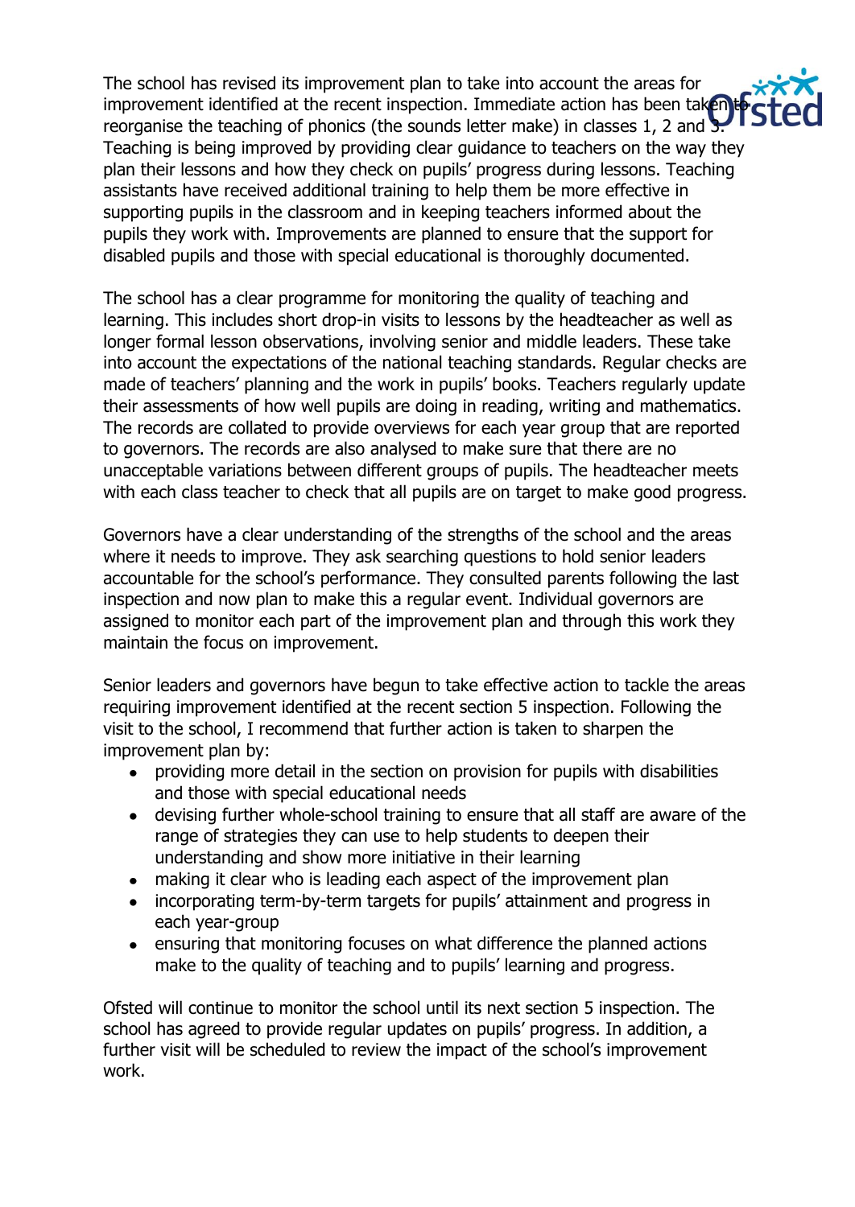The school has revised its improvement plan to take into account the areas for improvement identified at the recent inspection. Immediate action has been taken to reorganise the teaching of phonics (the sounds letter make) in classes 1, 2 and 3. Teaching is being improved by providing clear guidance to teachers on the way they plan their lessons and how they check on pupils' progress during lessons. Teaching assistants have received additional training to help them be more effective in supporting pupils in the classroom and in keeping teachers informed about the pupils they work with. Improvements are planned to ensure that the support for disabled pupils and those with special educational is thoroughly documented.

The school has a clear programme for monitoring the quality of teaching and learning. This includes short drop-in visits to lessons by the headteacher as well as longer formal lesson observations, involving senior and middle leaders. These take into account the expectations of the national teaching standards. Regular checks are made of teachers' planning and the work in pupils' books. Teachers regularly update their assessments of how well pupils are doing in reading, writing and mathematics. The records are collated to provide overviews for each year group that are reported to governors. The records are also analysed to make sure that there are no unacceptable variations between different groups of pupils. The headteacher meets with each class teacher to check that all pupils are on target to make good progress.

Governors have a clear understanding of the strengths of the school and the areas where it needs to improve. They ask searching questions to hold senior leaders accountable for the school's performance. They consulted parents following the last inspection and now plan to make this a regular event. Individual governors are assigned to monitor each part of the improvement plan and through this work they maintain the focus on improvement.

Senior leaders and governors have begun to take effective action to tackle the areas requiring improvement identified at the recent section 5 inspection. Following the visit to the school, I recommend that further action is taken to sharpen the improvement plan by:

- providing more detail in the section on provision for pupils with disabilities and those with special educational needs
- devising further whole-school training to ensure that all staff are aware of the range of strategies they can use to help students to deepen their understanding and show more initiative in their learning
- making it clear who is leading each aspect of the improvement plan
- incorporating term-by-term targets for pupils' attainment and progress in each year-group
- ensuring that monitoring focuses on what difference the planned actions make to the quality of teaching and to pupils' learning and progress.

Ofsted will continue to monitor the school until its next section 5 inspection. The school has agreed to provide regular updates on pupils' progress. In addition, a further visit will be scheduled to review the impact of the school's improvement work.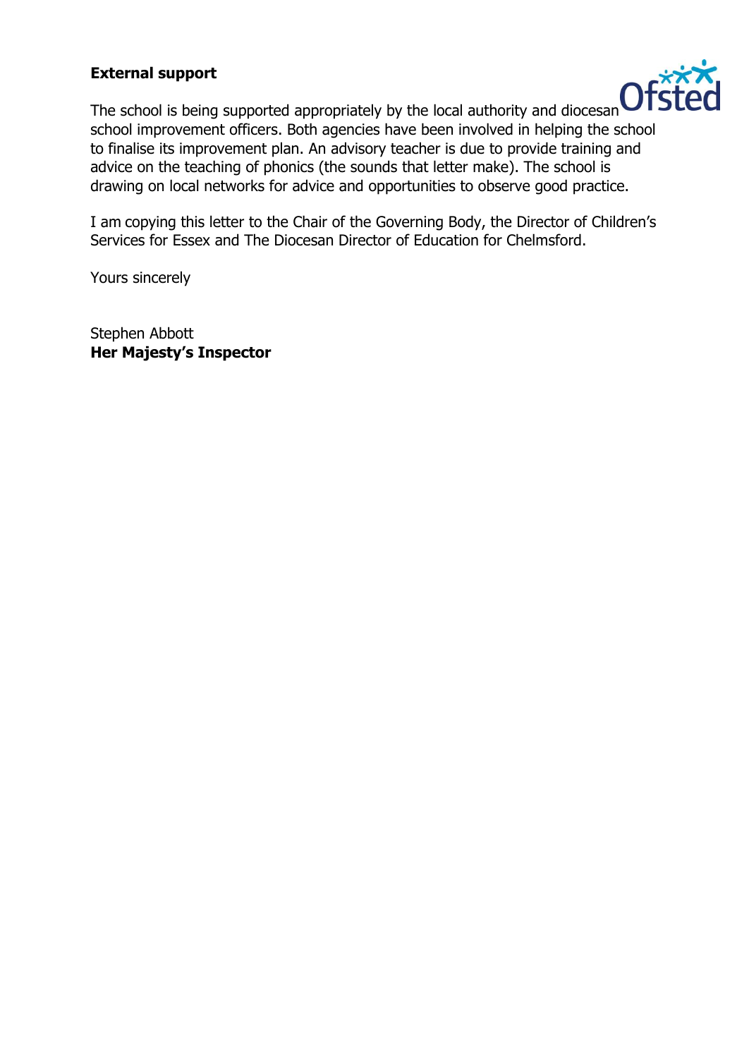**External support**

The school is being supported appropriately by the local authority and diocesan school improvement officers. Both agencies have been involved in helping the school to finalise its improvement plan. An advisory teacher is due to provide training and advice on the teaching of phonics (the sounds that letter make). The school is drawing on local networks for advice and opportunities to observe good practice.

I am copying this letter to the Chair of the Governing Body, the Director of Children's Services for Essex and The Diocesan Director of Education for Chelmsford.

Yours sincerely

Stephen Abbott
**Her Majesty's Inspector**